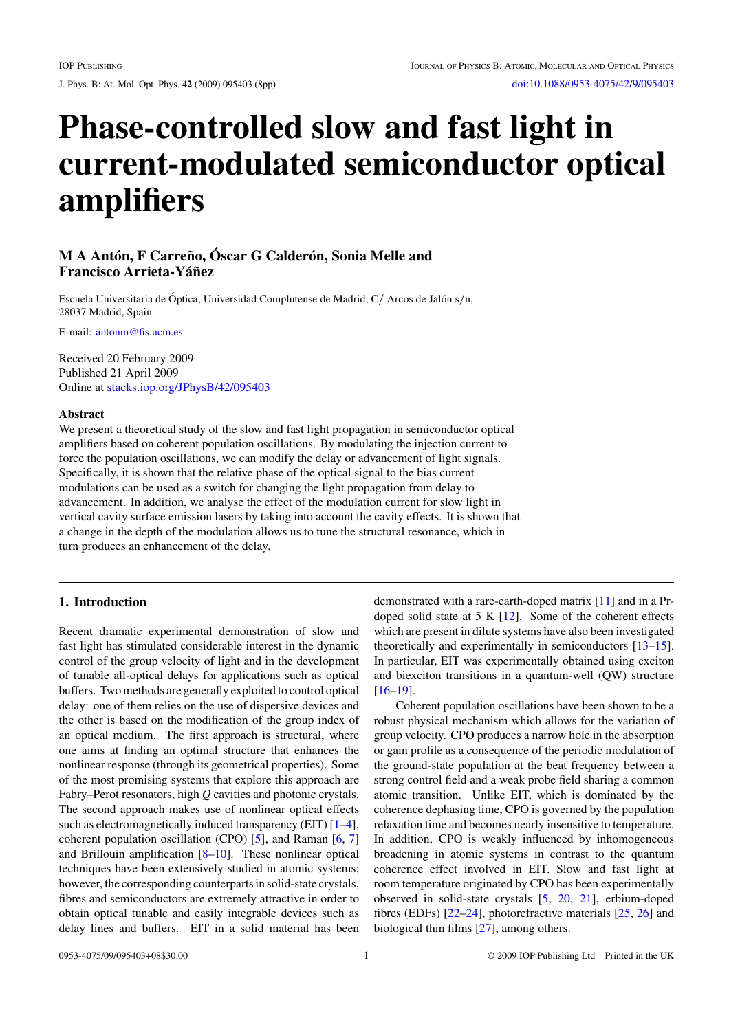# Phase-controlled slow and fast light in current-modulated semiconductor optical amplifiers

## M A Antón, F Carreño, Óscar G Calderón, Sonia Melle and Francisco Arrieta-Yáñez

Escuela Universitaria de Óptica, Universidad Complutense de Madrid, C/ Arcos de Jalón s/n, 28037 Madrid, Spain

E-mail: antonm@fis.ucm.es

Received 20 February 2009
Published 21 April 2009
Online at stacks.iop.org/JPhysB/42/095403

### Abstract

We present a theoretical study of the slow and fast light propagation in semiconductor optical amplifiers based on coherent population oscillations. By modulating the injection current to force the population oscillations, we can modify the delay or advancement of light signals. Specifically, it is shown that the relative phase of the optical signal to the bias current modulations can be used as a switch for changing the light propagation from delay to advancement. In addition, we analyse the effect of the modulation current for slow light in vertical cavity surface emission lasers by taking into account the cavity effects. It is shown that a change in the depth of the modulation allows us to tune the structural resonance, which in turn produces an enhancement of the delay.

## 1. Introduction

Recent dramatic experimental demonstration of slow and fast light has stimulated considerable interest in the dynamic control of the group velocity of light and in the development of tunable all-optical delays for applications such as optical buffers. Two methods are generally exploited to control optical delay: one of them relies on the use of dispersive devices and the other is based on the modification of the group index of an optical medium. The first approach is structural, where one aims at finding an optimal structure that enhances the nonlinear response (through its geometrical properties). Some of the most promising systems that explore this approach are Fabry–Perot resonators, high $Q$ cavities and photonic crystals. The second approach makes use of nonlinear optical effects such as electromagnetically induced transparency (EIT) [1–4], coherent population oscillation (CPO) [5], and Raman [6, 7] and Brillouin amplification [8–10]. These nonlinear optical techniques have been extensively studied in atomic systems; however, the corresponding counterparts in solid-state crystals, fibres and semiconductors are extremely attractive in order to obtain optical tunable and easily integrable devices such as delay lines and buffers. EIT in a solid material has been demonstrated with a rare-earth-doped matrix [11] and in a Pr-doped solid state at 5 K [12]. Some of the coherent effects which are present in dilute systems have also been investigated theoretically and experimentally in semiconductors [13–15]. In particular, EIT was experimentally obtained using exciton and biexciton transitions in a quantum-well (QW) structure [16–19].

Coherent population oscillations have been shown to be a robust physical mechanism which allows for the variation of group velocity. CPO produces a narrow hole in the absorption or gain profile as a consequence of the periodic modulation of the ground-state population at the beat frequency between a strong control field and a weak probe field sharing a common atomic transition. Unlike EIT, which is dominated by the coherence dephasing time, CPO is governed by the population relaxation time and becomes nearly insensitive to temperature. In addition, CPO is weakly influenced by inhomogeneous broadening in atomic systems in contrast to the quantum coherence effect involved in EIT. Slow and fast light at room temperature originated by CPO has been experimentally observed in solid-state crystals [5, 20, 21], erbium-doped fibres (EDFs) [22–24], photorefractive materials [25, 26] and biological thin films [27], among others.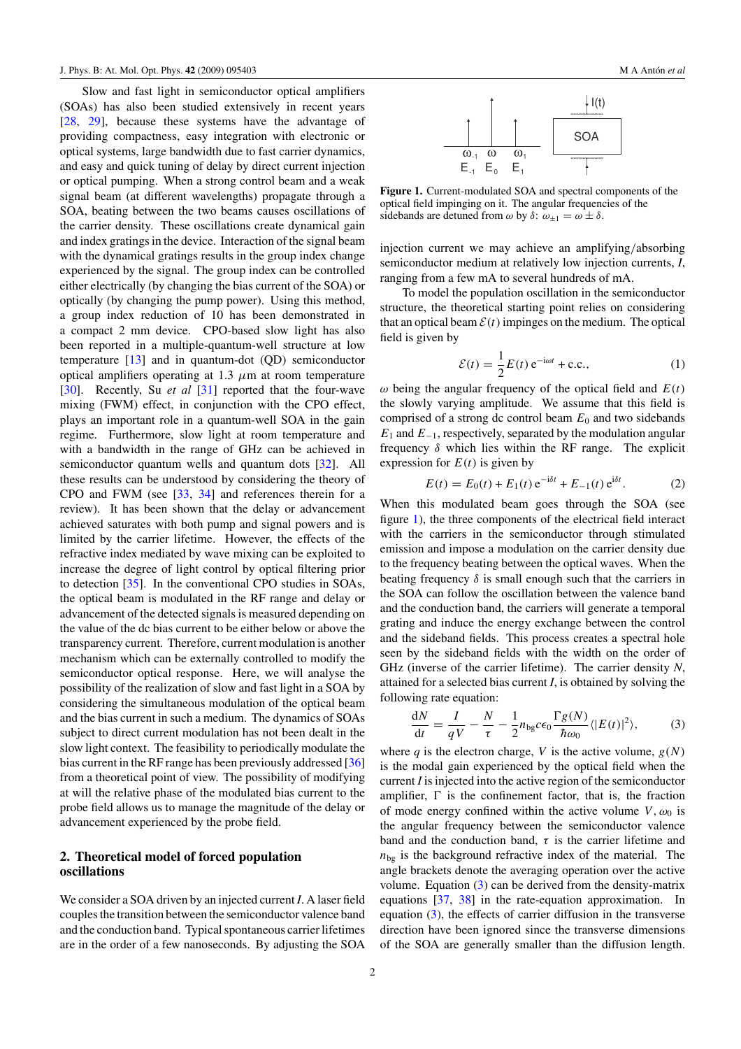Slow and fast light in semiconductor optical amplifiers (SOAs) has also been studied extensively in recent years [28, 29], because these systems have the advantage of providing compactness, easy integration with electronic or optical systems, large bandwidth due to fast carrier dynamics, and easy and quick tuning of delay by direct current injection or optical pumping. When a strong control beam and a weak signal beam (at different wavelengths) propagate through a SOA, beating between the two beams causes oscillations of the carrier density. These oscillations create dynamical gain and index gratings in the device. Interaction of the signal beam with the dynamical gratings results in the group index change experienced by the signal. The group index can be controlled either electrically (by changing the bias current of the SOA) or optically (by changing the pump power). Using this method, a group index reduction of 10 has been demonstrated in a compact 2 mm device. CPO-based slow light has also been reported in a multiple-quantum-well structure at low temperature [13] and in quantum-dot (QD) semiconductor optical amplifiers operating at 1.3 $\mu$m at room temperature [30]. Recently, Su *et al* [31] reported that the four-wave mixing (FWM) effect, in conjunction with the CPO effect, plays an important role in a quantum-well SOA in the gain regime. Furthermore, slow light at room temperature and with a bandwidth in the range of GHz can be achieved in semiconductor quantum wells and quantum dots [32]. All these results can be understood by considering the theory of CPO and FWM (see [33, 34] and references therein for a review). It has been shown that the delay or advancement achieved saturates with both pump and signal powers and is limited by the carrier lifetime. However, the effects of the refractive index mediated by wave mixing can be exploited to increase the degree of light control by optical filtering prior to detection [35]. In the conventional CPO studies in SOAs, the optical beam is modulated in the RF range and delay or advancement of the detected signals is measured depending on the value of the dc bias current to be either below or above the transparency current. Therefore, current modulation is another mechanism which can be externally controlled to modify the semiconductor optical response. Here, we will analyse the possibility of the realization of slow and fast light in a SOA by considering the simultaneous modulation of the optical beam and the bias current in such a medium. The dynamics of SOAs subject to direct current modulation has not been dealt in the slow light context. The feasibility to periodically modulate the bias current in the RF range has been previously addressed [36] from a theoretical point of view. The possibility of modifying at will the relative phase of the modulated bias current to the probe field allows us to manage the magnitude of the delay or advancement experienced by the probe field.

## 2. Theoretical model of forced population oscillations

We consider a SOA driven by an injected current $I$. A laser field couples the transition between the semiconductor valence band and the conduction band. Typical spontaneous carrier lifetimes are in the order of a few nanoseconds. By adjusting the SOA injection current we may achieve an amplifying/absorbing semiconductor medium at relatively low injection currents, $I$, ranging from a few mA to several hundreds of mA.

**Figure 1.** Current-modulated SOA and spectral components of the optical field impinging on it. The angular frequencies of the sidebands are detuned from $\omega$ by $\delta$: $\omega_{\pm 1} = \omega \pm \delta$.

To model the population oscillation in the semiconductor structure, the theoretical starting point relies on considering that an optical beam $\mathcal{E}(t)$ impinges on the medium. The optical field is given by

$$\mathcal{E}(t) = \frac{1}{2} E(t)\, \mathrm{e}^{-\mathrm{i}\omega t} + \text{c.c.}, \tag{1}$$

$\omega$ being the angular frequency of the optical field and $E(t)$ the slowly varying amplitude. We assume that this field is comprised of a strong dc control beam $E_0$ and two sidebands $E_1$ and $E_{-1}$, respectively, separated by the modulation angular frequency $\delta$ which lies within the RF range. The explicit expression for $E(t)$ is given by

$$E(t) = E_0(t) + E_1(t)\, \mathrm{e}^{-\mathrm{i}\delta t} + E_{-1}(t)\, \mathrm{e}^{\mathrm{i}\delta t}. \tag{2}$$

When this modulated beam goes through the SOA (see figure 1), the three components of the electrical field interact with the carriers in the semiconductor through stimulated emission and impose a modulation on the carrier density due to the frequency beating between the optical waves. When the beating frequency $\delta$ is small enough such that the carriers in the SOA can follow the oscillation between the valence band and the conduction band, the carriers will generate a temporal grating and induce the energy exchange between the control and the sideband fields. This process creates a spectral hole seen by the sideband fields with the width on the order of GHz (inverse of the carrier lifetime). The carrier density $N$, attained for a selected bias current $I$, is obtained by solving the following rate equation:

$$\frac{\mathrm{d}N}{\mathrm{d}t} = \frac{I}{qV} - \frac{N}{\tau} - \frac{1}{2} n_{\mathrm{bg}} c \epsilon_0 \frac{\Gamma g(N)}{\hbar \omega_0} \langle |E(t)|^2 \rangle, \tag{3}$$

where $q$ is the electron charge, $V$ is the active volume, $g(N)$ is the modal gain experienced by the optical field when the current $I$ is injected into the active region of the semiconductor amplifier, $\Gamma$ is the confinement factor, that is, the fraction of mode energy confined within the active volume $V$, $\omega_0$ is the angular frequency between the semiconductor valence band and the conduction band, $\tau$ is the carrier lifetime and $n_{\mathrm{bg}}$ is the background refractive index of the material. The angle brackets denote the averaging operation over the active volume. Equation (3) can be derived from the density-matrix equations [37, 38] in the rate-equation approximation. In equation (3), the effects of carrier diffusion in the transverse direction have been ignored since the transverse dimensions of the SOA are generally smaller than the diffusion length.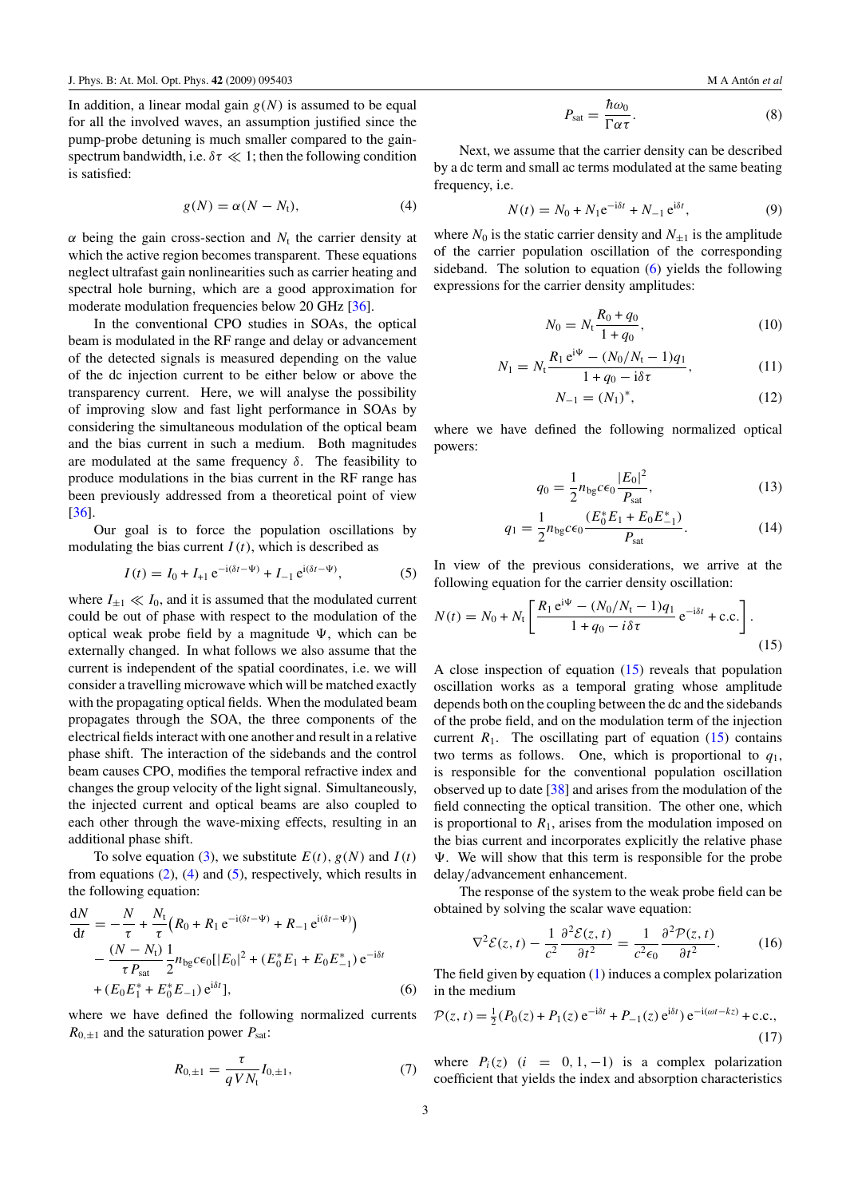In addition, a linear modal gain $g(N)$ is assumed to be equal for all the involved waves, an assumption justified since the pump-probe detuning is much smaller compared to the gain-spectrum bandwidth, i.e. $\delta\tau \ll 1$; then the following condition is satisfied:

$$g(N) = \alpha(N - N_{\rm t}), \tag{4}$$

$\alpha$ being the gain cross-section and $N_{\rm t}$ the carrier density at which the active region becomes transparent. These equations neglect ultrafast gain nonlinearities such as carrier heating and spectral hole burning, which are a good approximation for moderate modulation frequencies below 20 GHz [36].

In the conventional CPO studies in SOAs, the optical beam is modulated in the RF range and delay or advancement of the detected signals is measured depending on the value of the dc injection current to be either below or above the transparency current. Here, we will analyse the possibility of improving slow and fast light performance in SOAs by considering the simultaneous modulation of the optical beam and the bias current in such a medium. Both magnitudes are modulated at the same frequency $\delta$. The feasibility to produce modulations in the bias current in the RF range has been previously addressed from a theoretical point of view [36].

Our goal is to force the population oscillations by modulating the bias current $I(t)$, which is described as

$$I(t) = I_0 + I_{+1}\,{\rm e}^{-{\rm i}(\delta t-\Psi)} + I_{-1}\,{\rm e}^{{\rm i}(\delta t-\Psi)}, \tag{5}$$

where $I_{\pm1} \ll I_0$, and it is assumed that the modulated current could be out of phase with respect to the modulation of the optical weak probe field by a magnitude $\Psi$, which can be externally changed. In what follows we also assume that the current is independent of the spatial coordinates, i.e. we will consider a travelling microwave which will be matched exactly with the propagating optical fields. When the modulated beam propagates through the SOA, the three components of the electrical fields interact with one another and result in a relative phase shift. The interaction of the sidebands and the control beam causes CPO, modifies the temporal refractive index and changes the group velocity of the light signal. Simultaneously, the injected current and optical beams are also coupled to each other through the wave-mixing effects, resulting in an additional phase shift.

To solve equation (3), we substitute $E(t)$, $g(N)$ and $I(t)$ from equations (2), (4) and (5), respectively, which results in the following equation:

$$\begin{aligned}\frac{{\rm d}N}{{\rm d}t} &= -\frac{N}{\tau} + \frac{N_{\rm t}}{\tau}\left(R_0 + R_1\,{\rm e}^{-{\rm i}(\delta t-\Psi)} + R_{-1}\,{\rm e}^{{\rm i}(\delta t-\Psi)}\right)\\ &\quad - \frac{(N-N_{\rm t})}{\tau P_{\rm sat}}\frac{1}{2}n_{\rm bg}c\epsilon_0[|E_0|^2 + (E_0^*E_1 + E_0E_{-1}^*)\,{\rm e}^{-{\rm i}\delta t}\\ &\quad + (E_0E_1^* + E_0^*E_{-1})\,{\rm e}^{{\rm i}\delta t}],\end{aligned} \tag{6}$$

where we have defined the following normalized currents $R_{0,\pm1}$ and the saturation power $P_{\rm sat}$:

$$R_{0,\pm1} = \frac{\tau}{qVN_{\rm t}}I_{0,\pm1}, \tag{7}$$

$$P_{\rm sat} = \frac{\hbar\omega_0}{\Gamma\alpha\tau}. \tag{8}$$

Next, we assume that the carrier density can be described by a dc term and small ac terms modulated at the same beating frequency, i.e.

$$N(t) = N_0 + N_1{\rm e}^{-{\rm i}\delta t} + N_{-1}\,{\rm e}^{{\rm i}\delta t}, \tag{9}$$

where $N_0$ is the static carrier density and $N_{\pm1}$ is the amplitude of the carrier population oscillation of the corresponding sideband. The solution to equation (6) yields the following expressions for the carrier density amplitudes:

$$N_0 = N_{\rm t}\frac{R_0 + q_0}{1+q_0}, \tag{10}$$

$$N_1 = N_{\rm t}\frac{R_1\,{\rm e}^{{\rm i}\Psi} - (N_0/N_{\rm t} - 1)q_1}{1+q_0-{\rm i}\delta\tau}, \tag{11}$$

$$N_{-1} = (N_1)^*, \tag{12}$$

where we have defined the following normalized optical powers:

$$q_0 = \frac{1}{2}n_{\rm bg}c\epsilon_0\frac{|E_0|^2}{P_{\rm sat}}, \tag{13}$$

$$q_1 = \frac{1}{2}n_{\rm bg}c\epsilon_0\frac{(E_0^*E_1 + E_0E_{-1}^*)}{P_{\rm sat}}. \tag{14}$$

In view of the previous considerations, we arrive at the following equation for the carrier density oscillation:

$$N(t) = N_0 + N_{\rm t}\left[\frac{R_1\,{\rm e}^{{\rm i}\Psi} - (N_0/N_{\rm t}-1)q_1}{1+q_0-i\delta\tau}\,{\rm e}^{-{\rm i}\delta t} + {\rm c.c.}\right]. \tag{15}$$

A close inspection of equation (15) reveals that population oscillation works as a temporal grating whose amplitude depends both on the coupling between the dc and the sidebands of the probe field, and on the modulation term of the injection current $R_1$. The oscillating part of equation (15) contains two terms as follows. One, which is proportional to $q_1$, is responsible for the conventional population oscillation observed up to date [38] and arises from the modulation of the field connecting the optical transition. The other one, which is proportional to $R_1$, arises from the modulation imposed on the bias current and incorporates explicitly the relative phase $\Psi$. We will show that this term is responsible for the probe delay/advancement enhancement.

The response of the system to the weak probe field can be obtained by solving the scalar wave equation:

$$\nabla^2\mathcal{E}(z,t) - \frac{1}{c^2}\frac{\partial^2\mathcal{E}(z,t)}{\partial t^2} = \frac{1}{c^2\epsilon_0}\frac{\partial^2\mathcal{P}(z,t)}{\partial t^2}. \tag{16}$$

The field given by equation (1) induces a complex polarization in the medium

$$\mathcal{P}(z,t) = \tfrac{1}{2}(P_0(z) + P_1(z)\,{\rm e}^{-{\rm i}\delta t} + P_{-1}(z)\,{\rm e}^{{\rm i}\delta t})\,{\rm e}^{-{\rm i}(\omega t-kz)} + {\rm c.c.}, \tag{17}$$

where $P_i(z)$ $(i = 0, 1, -1)$ is a complex polarization coefficient that yields the index and absorption characteristics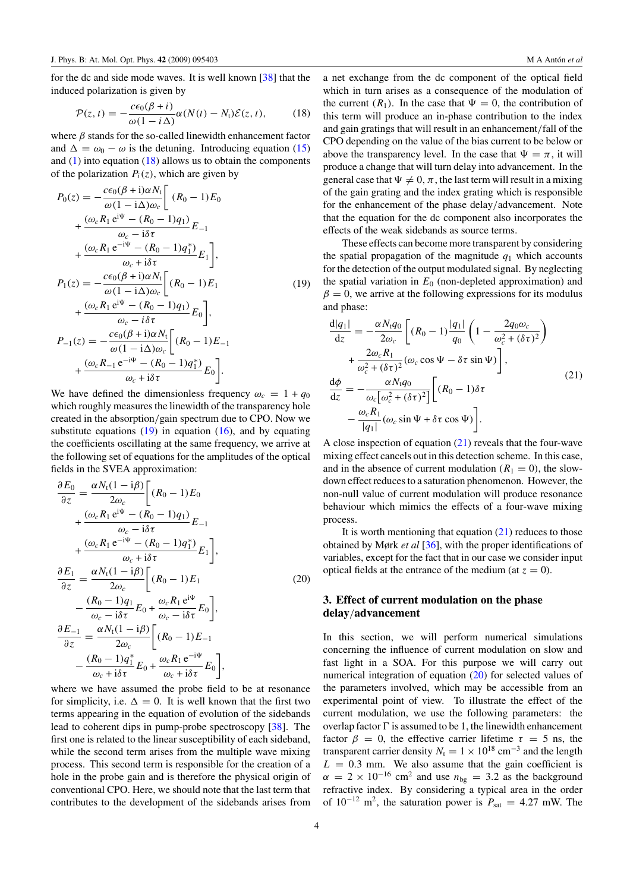for the dc and side mode waves. It is well known [38] that the induced polarization is given by

$$\mathcal{P}(z,t) = -\frac{c\epsilon_0(\beta+i)}{\omega(1-i\Delta)}\alpha(N(t)-N_t)\mathcal{E}(z,t), \tag{18}$$

where $\beta$ stands for the so-called linewidth enhancement factor and $\Delta = \omega_0 - \omega$ is the detuning. Introducing equation (15) and (1) into equation (18) allows us to obtain the components of the polarization $P_i(z)$, which are given by

$$\begin{aligned}
P_0(z) &= -\frac{c\epsilon_0(\beta+\mathrm{i})\alpha N_t}{\omega(1-\mathrm{i}\Delta)\omega_c}\left[(R_0-1)E_0 \right.\\
&\quad + \frac{(\omega_c R_1\,\mathrm{e}^{\mathrm{i}\Psi}-(R_0-1)q_1)}{\omega_c-\mathrm{i}\delta\tau}E_{-1}\\
&\quad \left. + \frac{(\omega_c R_1\,\mathrm{e}^{-\mathrm{i}\Psi}-(R_0-1)q_1^*)}{\omega_c+\mathrm{i}\delta\tau}E_1\right],\\
P_1(z) &= -\frac{c\epsilon_0(\beta+\mathrm{i})\alpha N_t}{\omega(1-\mathrm{i}\Delta)\omega_c}\left[(R_0-1)E_1 \right.\\
&\quad \left. + \frac{(\omega_c R_1\,\mathrm{e}^{\mathrm{i}\Psi}-(R_0-1)q_1)}{\omega_c-i\delta\tau}E_0\right],\\
P_{-1}(z) &= -\frac{c\epsilon_0(\beta+\mathrm{i})\alpha N_t}{\omega(1-\mathrm{i}\Delta)\omega_c}\left[(R_0-1)E_{-1} \right.\\
&\quad \left. + \frac{(\omega_c R_{-1}\,\mathrm{e}^{-\mathrm{i}\Psi}-(R_0-1)q_1^*)}{\omega_c+\mathrm{i}\delta\tau}E_0\right].
\end{aligned} \tag{19}$$

We have defined the dimensionless frequency $\omega_c = 1 + q_0$ which roughly measures the linewidth of the transparency hole created in the absorption/gain spectrum due to CPO. Now we substitute equations (19) in equation (16), and by equating the coefficients oscillating at the same frequency, we arrive at the following set of equations for the amplitudes of the optical fields in the SVEA approximation:

$$\begin{aligned}
\frac{\partial E_0}{\partial z} &= \frac{\alpha N_t(1-\mathrm{i}\beta)}{2\omega_c}\left[(R_0-1)E_0 \right.\\
&\quad + \frac{(\omega_c R_1\,\mathrm{e}^{\mathrm{i}\Psi}-(R_0-1)q_1)}{\omega_c-\mathrm{i}\delta\tau}E_{-1}\\
&\quad \left. + \frac{(\omega_c R_1\,\mathrm{e}^{-\mathrm{i}\Psi}-(R_0-1)q_1^*)}{\omega_c+\mathrm{i}\delta\tau}E_1\right],\\
\frac{\partial E_1}{\partial z} &= \frac{\alpha N_t(1-\mathrm{i}\beta)}{2\omega_c}\left[(R_0-1)E_1 \right.\\
&\quad \left. - \frac{(R_0-1)q_1}{\omega_c-\mathrm{i}\delta\tau}E_0 + \frac{\omega_c R_1\,\mathrm{e}^{\mathrm{i}\Psi}}{\omega_c-\mathrm{i}\delta\tau}E_0\right],\\
\frac{\partial E_{-1}}{\partial z} &= \frac{\alpha N_t(1-\mathrm{i}\beta)}{2\omega_c}\left[(R_0-1)E_{-1} \right.\\
&\quad \left. - \frac{(R_0-1)q_1^*}{\omega_c+\mathrm{i}\delta\tau}E_0 + \frac{\omega_c R_1\,\mathrm{e}^{-\mathrm{i}\Psi}}{\omega_c+\mathrm{i}\delta\tau}E_0\right],
\end{aligned} \tag{20}$$

where we have assumed the probe field to be at resonance for simplicity, i.e. $\Delta = 0$. It is well known that the first two terms appearing in the equation of evolution of the sidebands lead to coherent dips in pump-probe spectroscopy [38]. The first one is related to the linear susceptibility of each sideband, while the second term arises from the multiple wave mixing process. This second term is responsible for the creation of a hole in the probe gain and is therefore the physical origin of conventional CPO. Here, we should note that the last term that contributes to the development of the sidebands arises from a net exchange from the dc component of the optical field which in turn arises as a consequence of the modulation of the current ($R_1$). In the case that $\Psi = 0$, the contribution of this term will produce an in-phase contribution to the index and gain gratings that will result in an enhancement/fall of the CPO depending on the value of the bias current to be below or above the transparency level. In the case that $\Psi = \pi$, it will produce a change that will turn delay into advancement. In the general case that $\Psi \neq 0, \pi$, the last term will result in a mixing of the gain grating and the index grating which is responsible for the enhancement of the phase delay/advancement. Note that the equation for the dc component also incorporates the effects of the weak sidebands as source terms.

These effects can become more transparent by considering the spatial propagation of the magnitude $q_1$ which accounts for the detection of the output modulated signal. By neglecting the spatial variation in $E_0$ (non-depleted approximation) and $\beta = 0$, we arrive at the following expressions for its modulus and phase:

$$\begin{aligned}
\frac{\mathrm{d}|q_1|}{\mathrm{d}z} &= -\frac{\alpha N_t q_0}{2\omega_c}\left[(R_0-1)\frac{|q_1|}{q_0}\left(1-\frac{2q_0\omega_c}{\omega_c^2+(\delta\tau)^2}\right)\right.\\
&\quad \left. + \frac{2\omega_c R_1}{\omega_c^2+(\delta\tau)^2}(\omega_c\cos\Psi - \delta\tau\sin\Psi)\right],\\
\frac{\mathrm{d}\phi}{\mathrm{d}z} &= -\frac{\alpha N_t q_0}{\omega_c\left[\omega_c^2+(\delta\tau)^2\right]}\left[(R_0-1)\delta\tau \right.\\
&\quad \left. - \frac{\omega_c R_1}{|q_1|}(\omega_c\sin\Psi + \delta\tau\cos\Psi)\right].
\end{aligned} \tag{21}$$

A close inspection of equation (21) reveals that the four-wave mixing effect cancels out in this detection scheme. In this case, and in the absence of current modulation ($R_1 = 0$), the slow-down effect reduces to a saturation phenomenon. However, the non-null value of current modulation will produce resonance behaviour which mimics the effects of a four-wave mixing process.

It is worth mentioning that equation (21) reduces to those obtained by Mørk *et al* [36], with the proper identifications of variables, except for the fact that in our case we consider input optical fields at the entrance of the medium (at $z = 0$).

## 3. Effect of current modulation on the phase delay/advancement

In this section, we will perform numerical simulations concerning the influence of current modulation on slow and fast light in a SOA. For this purpose we will carry out numerical integration of equation (20) for selected values of the parameters involved, which may be accessible from an experimental point of view. To illustrate the effect of the current modulation, we use the following parameters: the overlap factor $\Gamma$ is assumed to be 1, the linewidth enhancement factor $\beta = 0$, the effective carrier lifetime $\tau = 5$ ns, the transparent carrier density $N_t = 1 \times 10^{18}$ cm$^{-3}$ and the length $L = 0.3$ mm. We also assume that the gain coefficient is $\alpha = 2 \times 10^{-16}$ cm$^2$ and use $n_{bg} = 3.2$ as the background refractive index. By considering a typical area in the order of $10^{-12}$ m$^2$, the saturation power is $P_{sat} = 4.27$ mW. The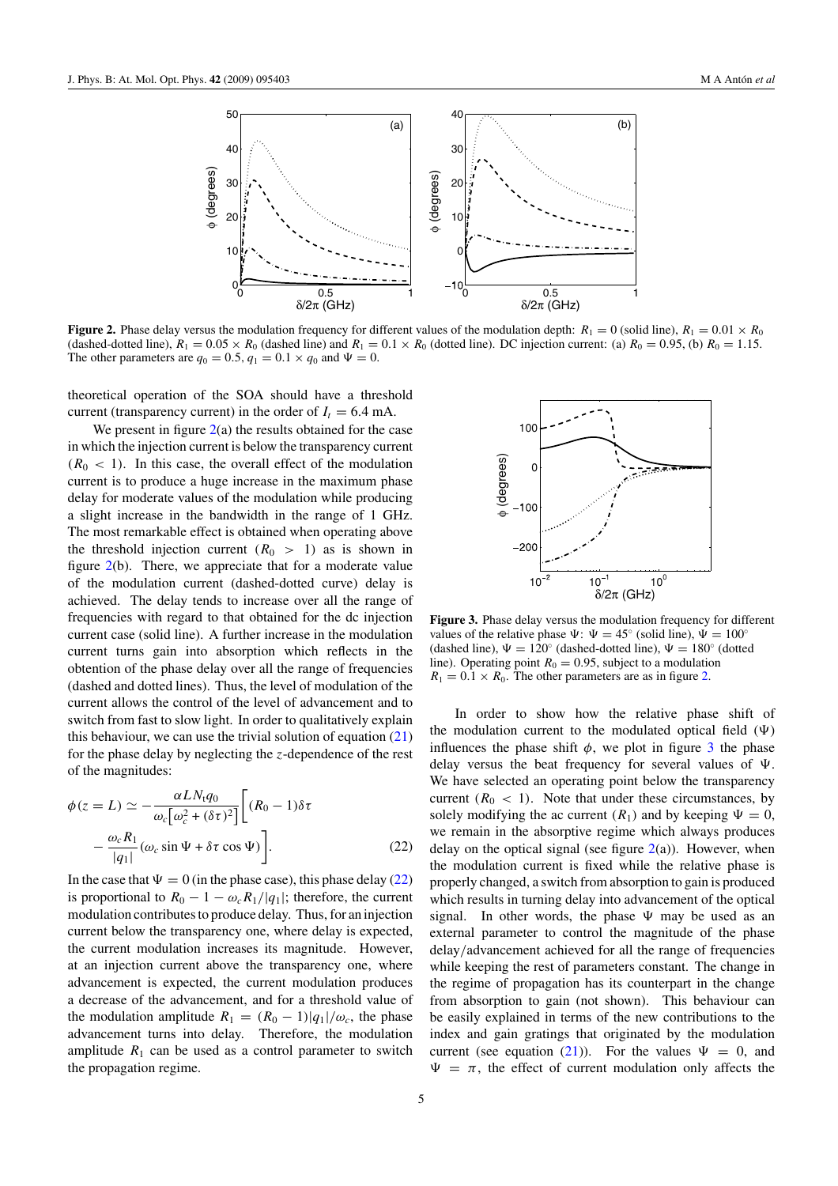**Figure 2.** Phase delay versus the modulation frequency for different values of the modulation depth: $R_1 = 0$ (solid line), $R_1 = 0.01 \times R_0$ (dashed-dotted line), $R_1 = 0.05 \times R_0$ (dashed line) and $R_1 = 0.1 \times R_0$ (dotted line). DC injection current: (a) $R_0 = 0.95$, (b) $R_0 = 1.15$. The other parameters are $q_0 = 0.5$, $q_1 = 0.1 \times q_0$ and $\Psi = 0$.

theoretical operation of the SOA should have a threshold current (transparency current) in the order of $I_t = 6.4$ mA.

We present in figure 2(a) the results obtained for the case in which the injection current is below the transparency current ($R_0 < 1$). In this case, the overall effect of the modulation current is to produce a huge increase in the maximum phase delay for moderate values of the modulation while producing a slight increase in the bandwidth in the range of 1 GHz. The most remarkable effect is obtained when operating above the threshold injection current ($R_0 > 1$) as is shown in figure 2(b). There, we appreciate that for a moderate value of the modulation current (dashed-dotted curve) delay is achieved. The delay tends to increase over all the range of frequencies with regard to that obtained for the dc injection current case (solid line). A further increase in the modulation current turns gain into absorption which reflects in the obtention of the phase delay over all the range of frequencies (dashed and dotted lines). Thus, the level of modulation of the current allows the control of the level of advancement and to switch from fast to slow light. In order to qualitatively explain this behaviour, we can use the trivial solution of equation (21) for the phase delay by neglecting the $z$-dependence of the rest of the magnitudes:

$$\phi(z = L) \simeq -\frac{\alpha L N_t q_0}{\omega_c\left[\omega_c^2 + (\delta\tau)^2\right]}\left[(R_0 - 1)\delta\tau - \frac{\omega_c R_1}{|q_1|}(\omega_c \sin\Psi + \delta\tau\cos\Psi)\right]. \tag{22}$$

In the case that $\Psi = 0$ (in the phase case), this phase delay (22) is proportional to $R_0 - 1 - \omega_c R_1/|q_1|$; therefore, the current modulation contributes to produce delay. Thus, for an injection current below the transparency one, where delay is expected, the current modulation increases its magnitude. However, at an injection current above the transparency one, where advancement is expected, the current modulation produces a decrease of the advancement, and for a threshold value of the modulation amplitude $R_1 = (R_0 - 1)|q_1|/\omega_c$, the phase advancement turns into delay. Therefore, the modulation amplitude $R_1$ can be used as a control parameter to switch the propagation regime.

**Figure 3.** Phase delay versus the modulation frequency for different values of the relative phase $\Psi$: $\Psi = 45°$ (solid line), $\Psi = 100°$ (dashed line), $\Psi = 120°$ (dashed-dotted line), $\Psi = 180°$ (dotted line). Operating point $R_0 = 0.95$, subject to a modulation $R_1 = 0.1 \times R_0$. The other parameters are as in figure 2.

In order to show how the relative phase shift of the modulation current to the modulated optical field ($\Psi$) influences the phase shift $\phi$, we plot in figure 3 the phase delay versus the beat frequency for several values of $\Psi$. We have selected an operating point below the transparency current ($R_0 < 1$). Note that under these circumstances, by solely modifying the ac current ($R_1$) and by keeping $\Psi = 0$, we remain in the absorptive regime which always produces delay on the optical signal (see figure 2(a)). However, when the modulation current is fixed while the relative phase is properly changed, a switch from absorption to gain is produced which results in turning delay into advancement of the optical signal. In other words, the phase $\Psi$ may be used as an external parameter to control the magnitude of the phase delay/advancement achieved for all the range of frequencies while keeping the rest of parameters constant. The change in the regime of propagation has its counterpart in the change from absorption to gain (not shown). This behaviour can be easily explained in terms of the new contributions to the index and gain gratings that originated by the modulation current (see equation (21)). For the values $\Psi = 0$, and $\Psi = \pi$, the effect of current modulation only affects the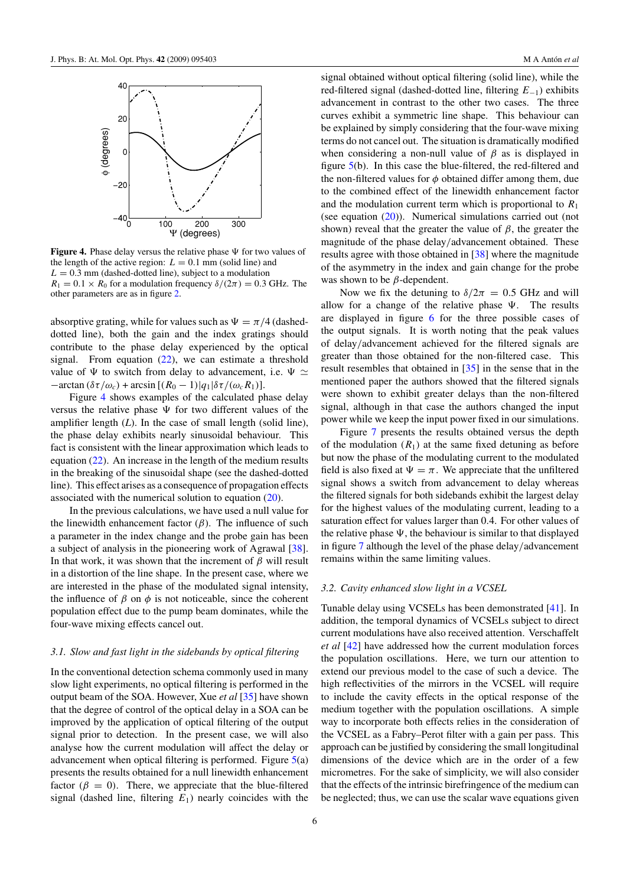**Figure 4.** Phase delay versus the relative phase $\Psi$ for two values of the length of the active region: $L = 0.1$ mm (solid line) and $L = 0.3$ mm (dashed-dotted line), subject to a modulation $R_1 = 0.1 \times R_0$ for a modulation frequency $\delta/(2\pi) = 0.3$ GHz. The other parameters are as in figure 2.

absorptive grating, while for values such as $\Psi = \pi/4$ (dashed-dotted line), both the gain and the index gratings should contribute to the phase delay experienced by the optical signal. From equation (22), we can estimate a threshold value of $\Psi$ to switch from delay to advancement, i.e. $\Psi \simeq -\arctan(\delta\tau/\omega_c) + \arcsin[(R_0 - 1)|q_1|\delta\tau/(\omega_c R_1)]$.

Figure 4 shows examples of the calculated phase delay versus the relative phase $\Psi$ for two different values of the amplifier length ($L$). In the case of small length (solid line), the phase delay exhibits nearly sinusoidal behaviour. This fact is consistent with the linear approximation which leads to equation (22). An increase in the length of the medium results in the breaking of the sinusoidal shape (see the dashed-dotted line). This effect arises as a consequence of propagation effects associated with the numerical solution to equation (20).

In the previous calculations, we have used a null value for the linewidth enhancement factor ($\beta$). The influence of such a parameter in the index change and the probe gain has been a subject of analysis in the pioneering work of Agrawal [38]. In that work, it was shown that the increment of $\beta$ will result in a distortion of the line shape. In the present case, where we are interested in the phase of the modulated signal intensity, the influence of $\beta$ on $\phi$ is not noticeable, since the coherent population effect due to the pump beam dominates, while the four-wave mixing effects cancel out.

### *3.1. Slow and fast light in the sidebands by optical filtering*

In the conventional detection schema commonly used in many slow light experiments, no optical filtering is performed in the output beam of the SOA. However, Xue *et al* [35] have shown that the degree of control of the optical delay in a SOA can be improved by the application of optical filtering of the output signal prior to detection. In the present case, we will also analyse how the current modulation will affect the delay or advancement when optical filtering is performed. Figure 5(a) presents the results obtained for a null linewidth enhancement factor ($\beta = 0$). There, we appreciate that the blue-filtered signal (dashed line, filtering $E_1$) nearly coincides with the signal obtained without optical filtering (solid line), while the red-filtered signal (dashed-dotted line, filtering $E_{-1}$) exhibits advancement in contrast to the other two cases. The three curves exhibit a symmetric line shape. This behaviour can be explained by simply considering that the four-wave mixing terms do not cancel out. The situation is dramatically modified when considering a non-null value of $\beta$ as is displayed in figure 5(b). In this case the blue-filtered, the red-filtered and the non-filtered values for $\phi$ obtained differ among them, due to the combined effect of the linewidth enhancement factor and the modulation current term which is proportional to $R_1$ (see equation (20)). Numerical simulations carried out (not shown) reveal that the greater the value of $\beta$, the greater the magnitude of the phase delay/advancement obtained. These results agree with those obtained in [38] where the magnitude of the asymmetry in the index and gain change for the probe was shown to be $\beta$-dependent.

Now we fix the detuning to $\delta/2\pi = 0.5$ GHz and will allow for a change of the relative phase $\Psi$. The results are displayed in figure 6 for the three possible cases of the output signals. It is worth noting that the peak values of delay/advancement achieved for the filtered signals are greater than those obtained for the non-filtered case. This result resembles that obtained in [35] in the sense that in the mentioned paper the authors showed that the filtered signals were shown to exhibit greater delays than the non-filtered signal, although in that case the authors changed the input power while we keep the input power fixed in our simulations.

Figure 7 presents the results obtained versus the depth of the modulation ($R_1$) at the same fixed detuning as before but now the phase of the modulating current to the modulated field is also fixed at $\Psi = \pi$. We appreciate that the unfiltered signal shows a switch from advancement to delay whereas the filtered signals for both sidebands exhibit the largest delay for the highest values of the modulating current, leading to a saturation effect for values larger than 0.4. For other values of the relative phase $\Psi$, the behaviour is similar to that displayed in figure 7 although the level of the phase delay/advancement remains within the same limiting values.

### *3.2. Cavity enhanced slow light in a VCSEL*

Tunable delay using VCSELs has been demonstrated [41]. In addition, the temporal dynamics of VCSELs subject to direct current modulations have also received attention. Verschaffelt *et al* [42] have addressed how the current modulation forces the population oscillations. Here, we turn our attention to extend our previous model to the case of such a device. The high reflectivities of the mirrors in the VCSEL will require to include the cavity effects in the optical response of the medium together with the population oscillations. A simple way to incorporate both effects relies in the consideration of the VCSEL as a Fabry–Perot filter with a gain per pass. This approach can be justified by considering the small longitudinal dimensions of the device which are in the order of a few micrometres. For the sake of simplicity, we will also consider that the effects of the intrinsic birefringence of the medium can be neglected; thus, we can use the scalar wave equations given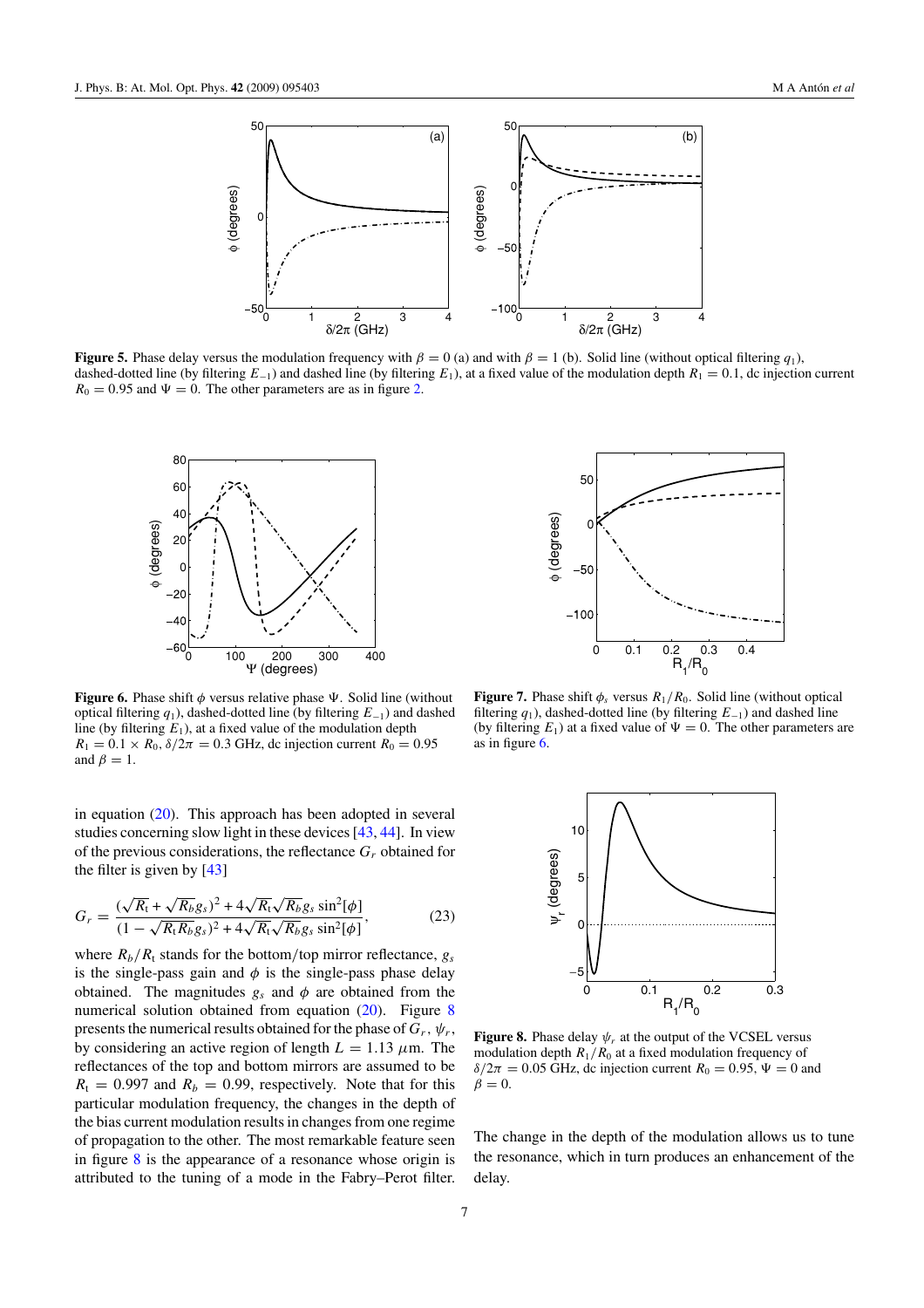**Figure 5.** Phase delay versus the modulation frequency with $\beta = 0$ (a) and with $\beta = 1$ (b). Solid line (without optical filtering $q_1$), dashed-dotted line (by filtering $E_{-1}$) and dashed line (by filtering $E_1$), at a fixed value of the modulation depth $R_1 = 0.1$, dc injection current $R_0 = 0.95$ and $\Psi = 0$. The other parameters are as in figure 2.

**Figure 6.** Phase shift $\phi$ versus relative phase $\Psi$. Solid line (without optical filtering $q_1$), dashed-dotted line (by filtering $E_{-1}$) and dashed line (by filtering $E_1$), at a fixed value of the modulation depth $R_1 = 0.1 \times R_0$, $\delta/2\pi = 0.3$ GHz, dc injection current $R_0 = 0.95$ and $\beta = 1$.

**Figure 7.** Phase shift $\phi_s$ versus $R_1/R_0$. Solid line (without optical filtering $q_1$), dashed-dotted line (by filtering $E_{-1}$) and dashed line (by filtering $E_1$) at a fixed value of $\Psi = 0$. The other parameters are as in figure 6.

in equation (20). This approach has been adopted in several studies concerning slow light in these devices [43, 44]. In view of the previous considerations, the reflectance $G_r$ obtained for the filter is given by [43]

$$G_r = \frac{(\sqrt{R_t} + \sqrt{R_b} g_s)^2 + 4\sqrt{R_t}\sqrt{R_b} g_s \sin^2[\phi]}{(1 - \sqrt{R_t R_b} g_s)^2 + 4\sqrt{R_t}\sqrt{R_b} g_s \sin^2[\phi]}, \tag{23}$$

where $R_b/R_t$ stands for the bottom/top mirror reflectance, $g_s$ is the single-pass gain and $\phi$ is the single-pass phase delay obtained. The magnitudes $g_s$ and $\phi$ are obtained from the numerical solution obtained from equation (20). Figure 8 presents the numerical results obtained for the phase of $G_r$, $\psi_r$, by considering an active region of length $L = 1.13$ $\mu$m. The reflectances of the top and bottom mirrors are assumed to be $R_t = 0.997$ and $R_b = 0.99$, respectively. Note that for this particular modulation frequency, the changes in the depth of the bias current modulation results in changes from one regime of propagation to the other. The most remarkable feature seen in figure 8 is the appearance of a resonance whose origin is attributed to the tuning of a mode in the Fabry–Perot filter.

**Figure 8.** Phase delay $\psi_r$ at the output of the VCSEL versus modulation depth $R_1/R_0$ at a fixed modulation frequency of $\delta/2\pi = 0.05$ GHz, dc injection current $R_0 = 0.95$, $\Psi = 0$ and $\beta = 0$.

The change in the depth of the modulation allows us to tune the resonance, which in turn produces an enhancement of the delay.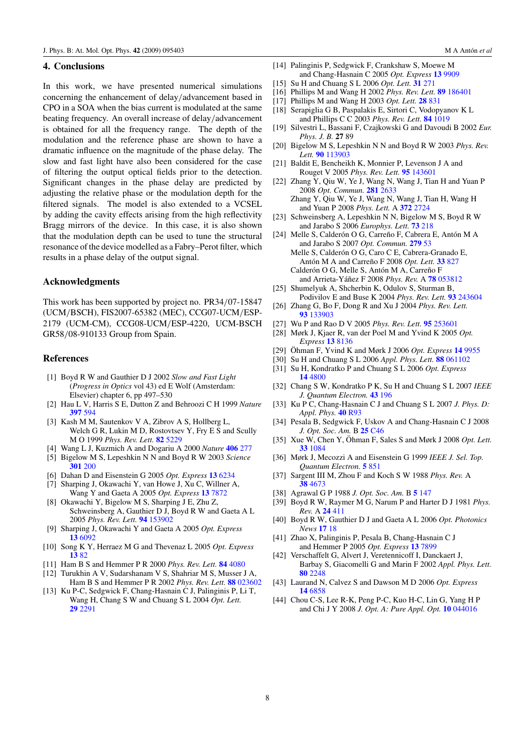## 4. Conclusions

In this work, we have presented numerical simulations concerning the enhancement of delay/advancement based in CPO in a SOA when the bias current is modulated at the same beating frequency. An overall increase of delay/advancement is obtained for all the frequency range. The depth of the modulation and the reference phase are shown to have a dramatic influence on the magnitude of the phase delay. The slow and fast light have also been considered for the case of filtering the output optical fields prior to the detection. Significant changes in the phase delay are predicted by adjusting the relative phase or the modulation depth for the filtered signals. The model is also extended to a VCSEL by adding the cavity effects arising from the high reflectivity Bragg mirrors of the device. In this case, it is also shown that the modulation depth can be used to tune the structural resonance of the device modelled as a Fabry–Perot filter, which results in a phase delay of the output signal.

## Acknowledgments

This work has been supported by project no. PR34/07-15847 (UCM/BSCH), FIS2007-65382 (MEC), CCG07-UCM/ESP-2179 (UCM-CM), CCG08-UCM/ESP-4220, UCM-BSCH GR58/08-910133 Group from Spain.

## References

[1] Boyd R W and Gauthier D J 2002 *Slow and Fast Light* (*Progress in Optics* vol 43) ed E Wolf (Amsterdam: Elsevier) chapter 6, pp 497–530

[2] Hau L V, Harris S E, Dutton Z and Behroozi C H 1999 *Nature* **397** 594

[3] Kash M M, Sautenkov V A, Zibrov A S, Hollberg L, Welch G R, Lukin M D, Rostovtsev Y, Fry E S and Scully M O 1999 *Phys. Rev. Lett.* **82** 5229

[4] Wang L J, Kuzmich A and Dogariu A 2000 *Nature* **406** 277

[5] Bigelow M S, Lepeshkin N N and Boyd R W 2003 *Science* **301** 200

[6] Dahan D and Eisenstein G 2005 *Opt. Express* **13** 6234

[7] Sharping J, Okawachi Y, van Howe J, Xu C, Willner A, Wang Y and Gaeta A 2005 *Opt. Express* **13** 7872

[8] Okawachi Y, Bigelow M S, Sharping J E, Zhu Z, Schweinsberg A, Gauthier D J, Boyd R W and Gaeta A L 2005 *Phys. Rev. Lett.* **94** 153902

[9] Sharping J, Okawachi Y and Gaeta A 2005 *Opt. Express* **13** 6092

[10] Song K Y, Herraez M G and Thevenaz L 2005 *Opt. Express* **13** 82

[11] Ham B S and Hemmer P R 2000 *Phys. Rev. Lett.* **84** 4080

[12] Turukhin A V, Sudarshanam V S, Shahriar M S, Musser J A, Ham B S and Hemmer P R 2002 *Phys. Rev. Lett.* **88** 023602

[13] Ku P-C, Sedgwick F, Chang-Hasnain C J, Palinginis P, Li T, Wang H, Chang S W and Chuang S L 2004 *Opt. Lett.* **29** 2291

[14] Palinginis P, Sedgwick F, Crankshaw S, Moewe M and Chang-Hasnain C 2005 *Opt. Express* **13** 9909

[15] Su H and Chuang S L 2006 *Opt. Lett.* **31** 271

[16] Phillips M and Wang H 2002 *Phys. Rev. Lett.* **89** 186401

[17] Phillips M and Wang H 2003 *Opt. Lett.* **28** 831

[18] Serapiglia G B, Paspalakis E, Sirtori C, Vodopyanov K L and Phillips C C 2003 *Phys. Rev. Lett.* **84** 1019

[19] Silvestri L, Bassani F, Czajkowski G and Davoudi B 2002 *Eur. Phys. J. B.* **27** 89

[20] Bigelow M S, Lepeshkin N N and Boyd R W 2003 *Phys. Rev. Lett.* **90** 113903

[21] Baldit E, Bencheikh K, Monnier P, Levenson J A and Rouget V 2005 *Phys. Rev. Lett.* **95** 143601

[22] Zhang Y, Qiu W, Ye J, Wang N, Wang J, Tian H and Yuan P 2008 *Opt. Commun.* **281** 2633
Zhang Y, Qiu W, Ye J, Wang N, Wang J, Tian H, Wang H and Yuan P 2008 *Phys. Lett.* A **372** 2724

[23] Schweinsberg A, Lepeshkin N N, Bigelow M S, Boyd R W and Jarabo S 2006 *Europhys. Lett.* **73** 218

[24] Melle S, Calderón O G, Carreño F, Cabrera E, Antón M A and Jarabo S 2007 *Opt. Commun.* **279** 53
Melle S, Calderón O G, Caro C E, Cabrera-Granado E, Antón M A and Carreño F 2008 *Opt. Lett.* **33** 827
Calderón O G, Melle S, Antón M A, Carreño F and Arrieta-Yáñez F 2008 *Phys. Rev.* A **78** 053812

[25] Shumelyuk A, Shcherbin K, Odulov S, Sturman B, Podivilov E and Buse K 2004 *Phys. Rev. Lett.* **93** 243604

[26] Zhang G, Bo F, Dong R and Xu J 2004 *Phys. Rev. Lett.* **93** 133903

[27] Wu P and Rao D V 2005 *Phys. Rev. Lett.* **95** 253601

[28] Mørk J, Kjaer R, van der Poel M and Yvind K 2005 *Opt. Express* **13** 8136

[29] Öhman F, Yvind K and Mørk J 2006 *Opt. Express* **14** 9955

[30] Su H and Chuang S L 2006 *Appl. Phys. Lett.* **88** 061102

[31] Su H, Kondratko P and Chuang S L 2006 *Opt. Express* **14** 4800

[32] Chang S W, Kondratko P K, Su H and Chuang S L 2007 *IEEE J. Quantum Electron.* **43** 196

[33] Ku P C, Chang-Hasnain C J and Chuang S L 2007 *J. Phys. D: Appl. Phys.* **40** R93

[34] Pesala B, Sedgwick F, Uskov A and Chang-Hasnain C J 2008 *J. Opt. Soc. Am.* B **25** C46

[35] Xue W, Chen Y, Öhman F, Sales S and Mørk J 2008 *Opt. Lett.* **33** 1084

[36] Mørk J, Mecozzi A and Eisenstein G 1999 *IEEE J. Sel. Top. Quantum Electron.* **5** 851

[37] Sargent III M, Zhou F and Koch S W 1988 *Phys. Rev.* A **38** 4673

[38] Agrawal G P 1988 *J. Opt. Soc. Am.* B **5** 147

[39] Boyd R W, Raymer M G, Narum P and Harter D J 1981 *Phys. Rev.* A **24** 411

[40] Boyd R W, Gauthier D J and Gaeta A L 2006 *Opt. Photonics News* **17** 18

[41] Zhao X, Palinginis P, Pesala B, Chang-Hasnain C J and Hemmer P 2005 *Opt. Express* **13** 7899

[42] Verschaffelt G, Alvert J, Veretennicoff I, Danckaert J, Barbay S, Giacomelli G and Marin F 2002 *Appl. Phys. Lett.* **80** 2248

[43] Laurand N, Calvez S and Dawson M D 2006 *Opt. Express* **14** 6858

[44] Chou C-S, Lee R-K, Peng P-C, Kuo H-C, Lin G, Yang H P and Chi J Y 2008 *J. Opt. A: Pure Appl. Opt.* **10** 044016